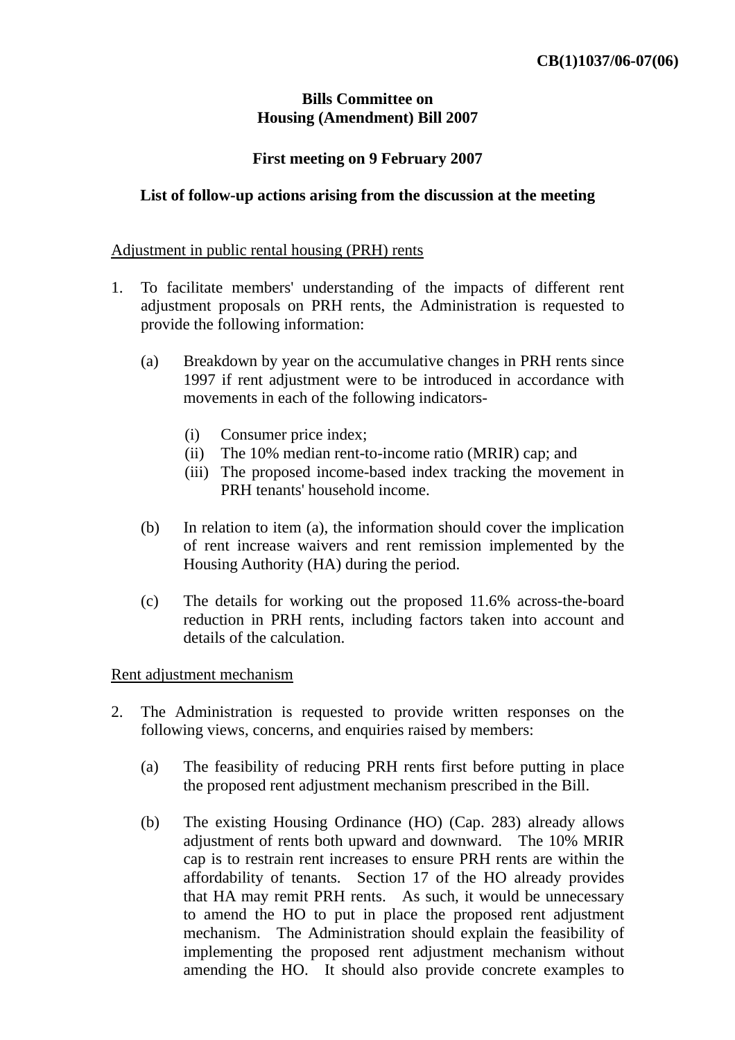**CB(1)1037/06-07(06)**

**Bills Committee on**
**Housing (Amendment) Bill 2007**

**First meeting on 9 February 2007**

**List of follow-up actions arising from the discussion at the meeting**

Adjustment in public rental housing (PRH) rents

1. To facilitate members' understanding of the impacts of different rent adjustment proposals on PRH rents, the Administration is requested to provide the following information:

   (a) Breakdown by year on the accumulative changes in PRH rents since 1997 if rent adjustment were to be introduced in accordance with movements in each of the following indicators-

      (i) Consumer price index;
      (ii) The 10% median rent-to-income ratio (MRIR) cap; and
      (iii) The proposed income-based index tracking the movement in PRH tenants' household income.

   (b) In relation to item (a), the information should cover the implication of rent increase waivers and rent remission implemented by the Housing Authority (HA) during the period.

   (c) The details for working out the proposed 11.6% across-the-board reduction in PRH rents, including factors taken into account and details of the calculation.

Rent adjustment mechanism

2. The Administration is requested to provide written responses on the following views, concerns, and enquiries raised by members:

   (a) The feasibility of reducing PRH rents first before putting in place the proposed rent adjustment mechanism prescribed in the Bill.

   (b) The existing Housing Ordinance (HO) (Cap. 283) already allows adjustment of rents both upward and downward. The 10% MRIR cap is to restrain rent increases to ensure PRH rents are within the affordability of tenants. Section 17 of the HO already provides that HA may remit PRH rents. As such, it would be unnecessary to amend the HO to put in place the proposed rent adjustment mechanism. The Administration should explain the feasibility of implementing the proposed rent adjustment mechanism without amending the HO. It should also provide concrete examples to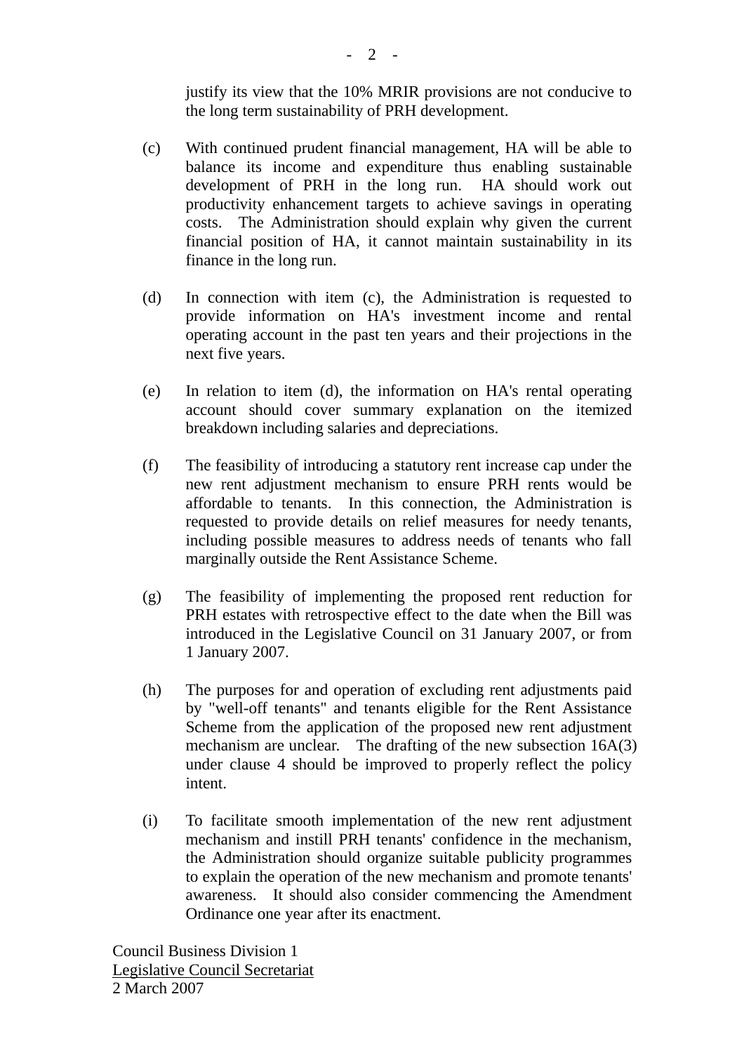justify its view that the 10% MRIR provisions are not conducive to the long term sustainability of PRH development.

(c) With continued prudent financial management, HA will be able to balance its income and expenditure thus enabling sustainable development of PRH in the long run. HA should work out productivity enhancement targets to achieve savings in operating costs. The Administration should explain why given the current financial position of HA, it cannot maintain sustainability in its finance in the long run.

(d) In connection with item (c), the Administration is requested to provide information on HA's investment income and rental operating account in the past ten years and their projections in the next five years.

(e) In relation to item (d), the information on HA's rental operating account should cover summary explanation on the itemized breakdown including salaries and depreciations.

(f) The feasibility of introducing a statutory rent increase cap under the new rent adjustment mechanism to ensure PRH rents would be affordable to tenants. In this connection, the Administration is requested to provide details on relief measures for needy tenants, including possible measures to address needs of tenants who fall marginally outside the Rent Assistance Scheme.

(g) The feasibility of implementing the proposed rent reduction for PRH estates with retrospective effect to the date when the Bill was introduced in the Legislative Council on 31 January 2007, or from 1 January 2007.

(h) The purposes for and operation of excluding rent adjustments paid by "well-off tenants" and tenants eligible for the Rent Assistance Scheme from the application of the proposed new rent adjustment mechanism are unclear. The drafting of the new subsection 16A(3) under clause 4 should be improved to properly reflect the policy intent.

(i) To facilitate smooth implementation of the new rent adjustment mechanism and instill PRH tenants' confidence in the mechanism, the Administration should organize suitable publicity programmes to explain the operation of the new mechanism and promote tenants' awareness. It should also consider commencing the Amendment Ordinance one year after its enactment.

Council Business Division 1
Legislative Council Secretariat
2 March 2007